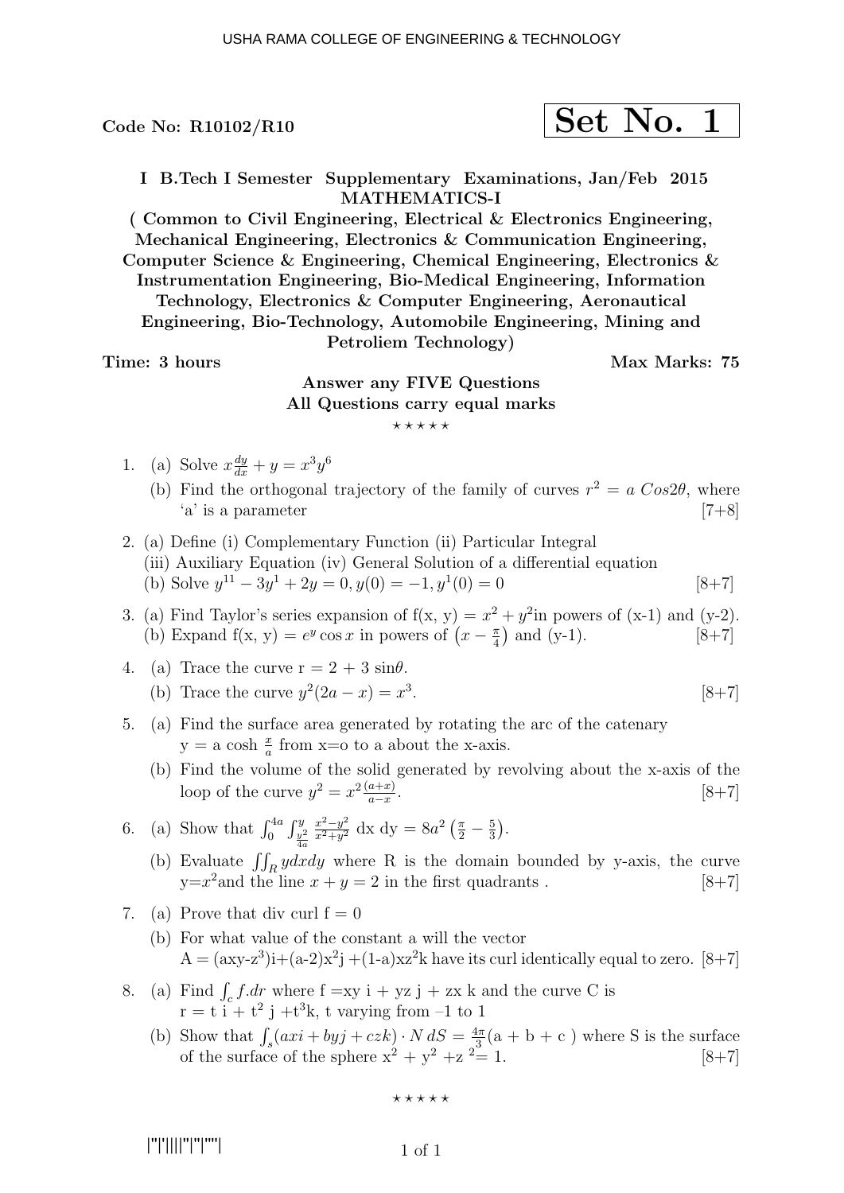Code No: R10102/R10

**Set No. 1**

**I B.Tech I Semester Supplementary Examinations, Jan/Feb 2015**
**MATHEMATICS-I**
**( Common to Civil Engineering, Electrical & Electronics Engineering, Mechanical Engineering, Electronics & Communication Engineering, Computer Science & Engineering, Chemical Engineering, Electronics & Instrumentation Engineering, Bio-Medical Engineering, Information Technology, Electronics & Computer Engineering, Aeronautical Engineering, Bio-Technology, Automobile Engineering, Mining and Petroliem Technology)**

**Time: 3 hours** **Max Marks: 75**

**Answer any FIVE Questions**
**All Questions carry equal marks**

⋆ ⋆ ⋆ ⋆ ⋆

1. (a) Solve $x\frac{dy}{dx} + y = x^3y^6$
   (b) Find the orthogonal trajectory of the family of curves $r^2 = a\ Cos2\theta$, where 'a' is a parameter [7+8]

2. (a) Define (i) Complementary Function (ii) Particular Integral
   (iii) Auxiliary Equation (iv) General Solution of a differential equation
   (b) Solve $y^{11} - 3y^1 + 2y = 0, y(0) = -1, y^1(0) = 0$ [8+7]

3. (a) Find Taylor's series expansion of f(x, y) = $x^2 + y^2$in powers of (x-1) and (y-2).
   (b) Expand f(x, y) = $e^y \cos x$ in powers of $\left(x - \frac{\pi}{4}\right)$ and (y-1). [8+7]

4. (a) Trace the curve r = 2 + 3 sin$\theta$.
   (b) Trace the curve $y^2(2a - x) = x^3$. [8+7]

5. (a) Find the surface area generated by rotating the arc of the catenary y = a cosh $\frac{x}{a}$ from x=o to a about the x-axis.
   (b) Find the volume of the solid generated by revolving about the x-axis of the loop of the curve $y^2 = x^2\frac{(a+x)}{a-x}$. [8+7]

6. (a) Show that $\int_0^{4a}\int_{\frac{y^2}{4a}}^{y} \frac{x^2-y^2}{x^2+y^2}$ dx dy $= 8a^2\left(\frac{\pi}{2} - \frac{5}{3}\right)$.
   (b) Evaluate $\iint_R ydxdy$ where R is the domain bounded by y-axis, the curve y=$x^2$and the line $x + y = 2$ in the first quadrants . [8+7]

7. (a) Prove that div curl f = 0
   (b) For what value of the constant a will the vector A = (axy-$z^3$)i+(a-2)$x^2$j +(1-a)x$z^2$k have its curl identically equal to zero. [8+7]

8. (a) Find $\int_c f.dr$ where f =xy i + yz j + zx k and the curve C is r = t i + $t^2$ j +$t^3$k, t varying from –1 to 1
   (b) Show that $\int_s (axi + byj + czk) \cdot N\,dS = \frac{4\pi}{3}$(a + b + c ) where S is the surface of the surface of the sphere $x^2 + y^2 + z^2 = 1$. [8+7]

⋆ ⋆ ⋆ ⋆ ⋆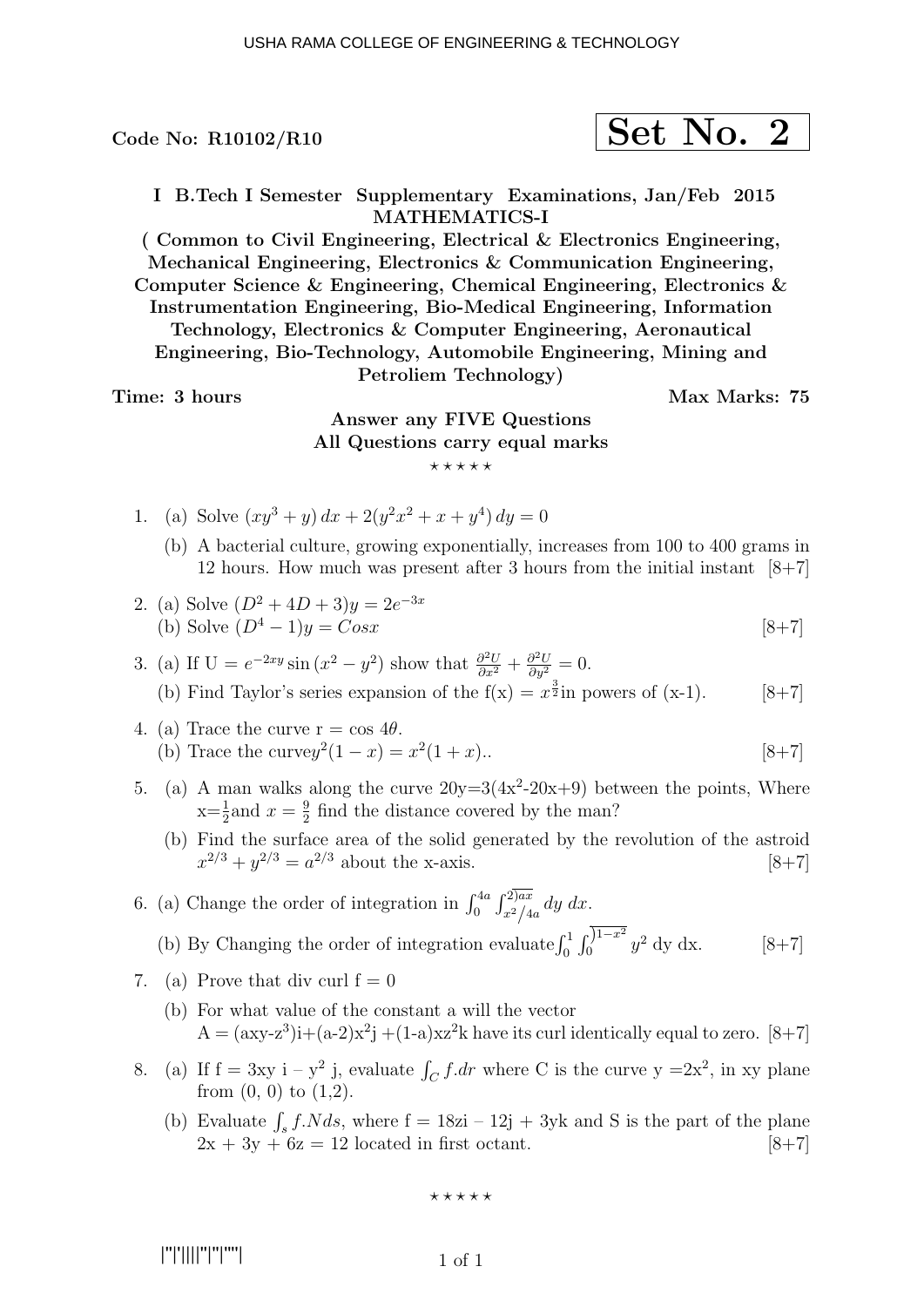Code No: R10102/R10

**Set No. 2**

**I B.Tech I Semester Supplementary Examinations, Jan/Feb 2015**
**MATHEMATICS-I**
**( Common to Civil Engineering, Electrical & Electronics Engineering, Mechanical Engineering, Electronics & Communication Engineering, Computer Science & Engineering, Chemical Engineering, Electronics & Instrumentation Engineering, Bio-Medical Engineering, Information Technology, Electronics & Computer Engineering, Aeronautical Engineering, Bio-Technology, Automobile Engineering, Mining and Petroliem Technology)**

**Time: 3 hours** **Max Marks: 75**

**Answer any FIVE Questions**
**All Questions carry equal marks**

⋆ ⋆ ⋆ ⋆ ⋆

1. (a) Solve $(xy^3 + y)\,dx + 2(y^2x^2 + x + y^4)\,dy = 0$

   (b) A bacterial culture, growing exponentially, increases from 100 to 400 grams in 12 hours. How much was present after 3 hours from the initial instant [8+7]

2. (a) Solve $(D^2 + 4D + 3)y = 2e^{-3x}$
   (b) Solve $(D^4 - 1)y = Cosx$ [8+7]

3. (a) If U $= e^{-2xy}\sin(x^2 - y^2)$ show that $\frac{\partial^2 U}{\partial x^2} + \frac{\partial^2 U}{\partial y^2} = 0$.
   (b) Find Taylor's series expansion of the f(x) $= x^{\frac{3}{2}}$in powers of (x-1). [8+7]

4. (a) Trace the curve r $= \cos 4\theta$.
   (b) Trace the curve$y^2(1 - x) = x^2(1 + x)$.. [8+7]

5. (a) A man walks along the curve 20y=3(4$x^2$-20x+9) between the points, Where x=$\frac{1}{2}$and $x = \frac{9}{2}$ find the distance covered by the man?

   (b) Find the surface area of the solid generated by the revolution of the astroid $x^{2/3} + y^{2/3} = a^{2/3}$ about the x-axis. [8+7]

6. (a) Change the order of integration in $\int_0^{4a}\int_{x^2/4a}^{2\sqrt{ax}} dy\, dx$.
   (b) By Changing the order of integration evaluate$\int_0^1\int_0^{\sqrt{1-x^2}} y^2$ dy dx. [8+7]

7. (a) Prove that div curl f = 0

   (b) For what value of the constant a will the vector
   A = (axy-$z^3$)i+(a-2)$x^2$j +(1-a)x$z^2$k have its curl identically equal to zero. [8+7]

8. (a) If f = 3xy i – $y^2$ j, evaluate $\int_C f.dr$ where C is the curve y =2$x^2$, in xy plane from (0, 0) to (1,2).

   (b) Evaluate $\int_s f.Nds$, where f = 18zi – 12j + 3yk and S is the part of the plane 2x + 3y + 6z = 12 located in first octant. [8+7]

⋆ ⋆ ⋆ ⋆ ⋆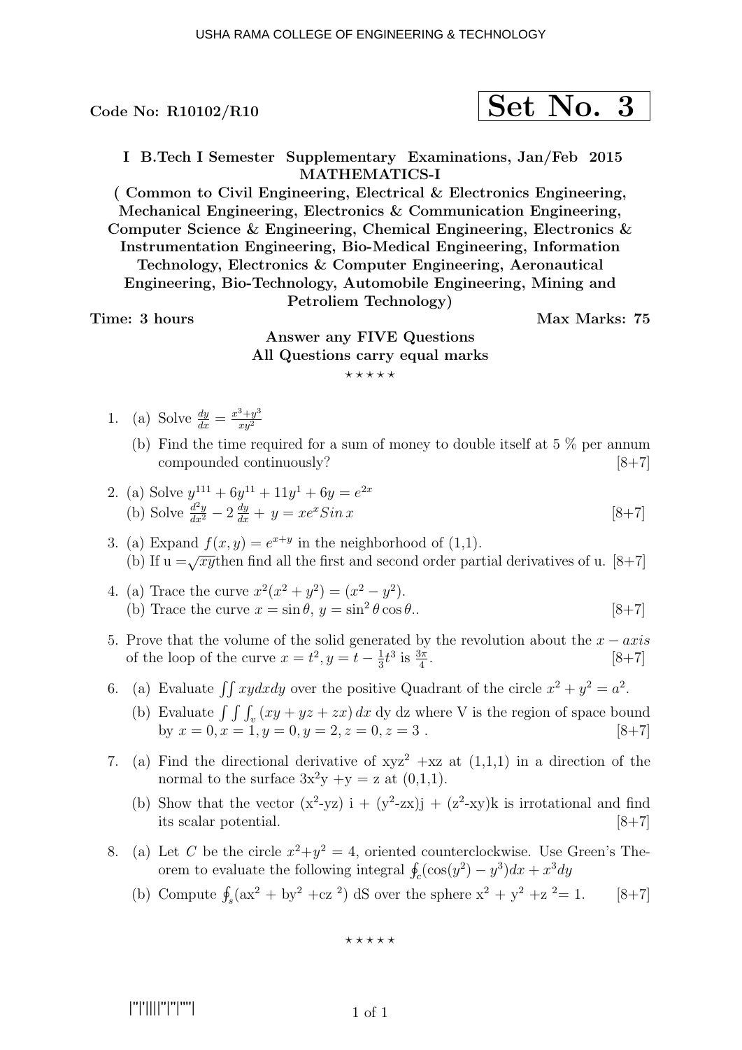**Code No: R10102/R10**

**Set No. 3**

**I B.Tech I Semester Supplementary Examinations, Jan/Feb 2015**
**MATHEMATICS-I**
**( Common to Civil Engineering, Electrical & Electronics Engineering, Mechanical Engineering, Electronics & Communication Engineering, Computer Science & Engineering, Chemical Engineering, Electronics & Instrumentation Engineering, Bio-Medical Engineering, Information Technology, Electronics & Computer Engineering, Aeronautical Engineering, Bio-Technology, Automobile Engineering, Mining and Petroliem Technology)**

**Time: 3 hours** **Max Marks: 75**

**Answer any FIVE Questions**
**All Questions carry equal marks**

⋆ ⋆ ⋆ ⋆ ⋆

1. (a) Solve $\frac{dy}{dx} = \frac{x^3+y^3}{xy^2}$

   (b) Find the time required for a sum of money to double itself at 5 % per annum compounded continuously? [8+7]

2. (a) Solve $y^{111} + 6y^{11} + 11y^1 + 6y = e^{2x}$

   (b) Solve $\frac{d^2y}{dx^2} - 2\,\frac{dy}{dx} + y = xe^x Sin\, x$ [8+7]

3. (a) Expand $f(x, y) = e^{x+y}$ in the neighborhood of (1,1).

   (b) If u $=\sqrt{xy}$then find all the first and second order partial derivatives of u. [8+7]

4. (a) Trace the curve $x^2(x^2 + y^2) = (x^2 - y^2)$.

   (b) Trace the curve $x = \sin\theta$, $y = \sin^2\theta\cos\theta$.. [8+7]

5. Prove that the volume of the solid generated by the revolution about the $x - axis$ of the loop of the curve $x = t^2, y = t - \frac{1}{3}t^3$ is $\frac{3\pi}{4}$. [8+7]

6. (a) Evaluate $\iint xydxdy$ over the positive Quadrant of the circle $x^2 + y^2 = a^2$.

   (b) Evaluate $\int\int\int_v (xy + yz + zx)\, dx$ dy dz where V is the region of space bound by $x = 0, x = 1, y = 0, y = 2, z = 0, z = 3$ . [8+7]

7. (a) Find the directional derivative of $xyz^2$ +xz at (1,1,1) in a direction of the normal to the surface $3x^2y$ +y = z at (0,1,1).

   (b) Show that the vector $(x^2\text{-}yz)$ i + $(y^2\text{-}zx)$j + $(z^2\text{-}xy)$k is irrotational and find its scalar potential. [8+7]

8. (a) Let $C$ be the circle $x^2+y^2 = 4$, oriented counterclockwise. Use Green's Theorem to evaluate the following integral $\oint_c(\cos(y^2) - y^3)dx + x^3dy$

   (b) Compute $\oint_s(ax^2 + by^2 + cz^2)$ dS over the sphere $x^2 + y^2 + z^2 = 1$. [8+7]

⋆ ⋆ ⋆ ⋆ ⋆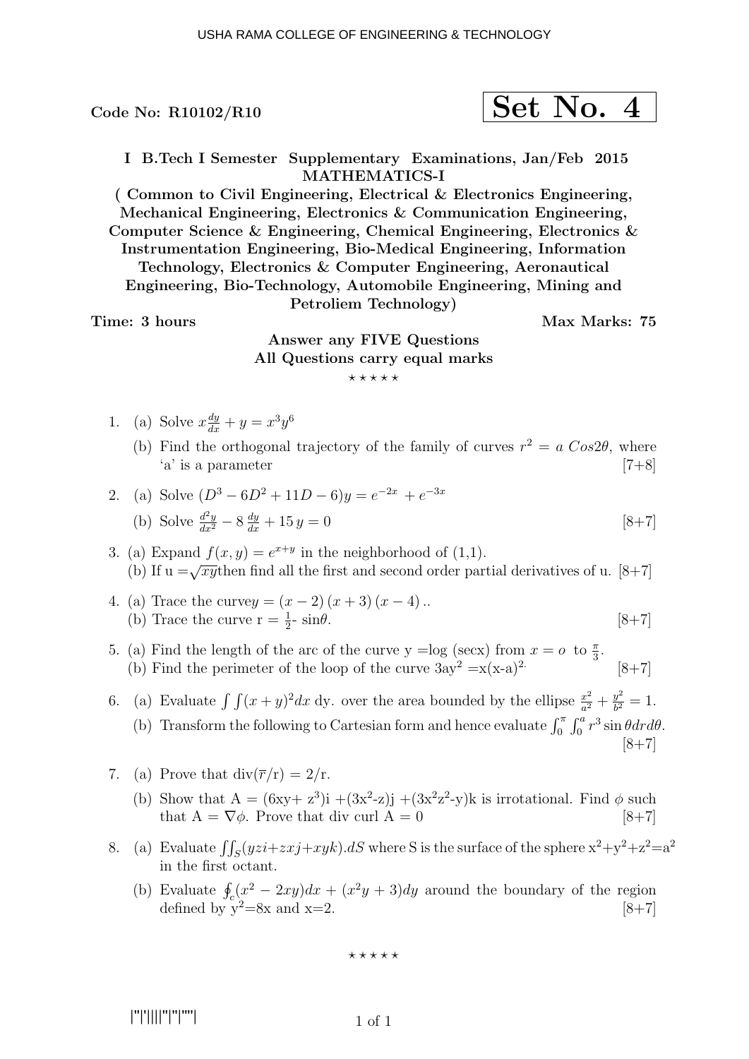USHA RAMA COLLEGE OF ENGINEERING & TECHNOLOGY

**Code No: R10102/R10** **Set No. 4**

**I B.Tech I Semester Supplementary Examinations, Jan/Feb 2015**
**MATHEMATICS-I**
**( Common to Civil Engineering, Electrical & Electronics Engineering, Mechanical Engineering, Electronics & Communication Engineering, Computer Science & Engineering, Chemical Engineering, Electronics & Instrumentation Engineering, Bio-Medical Engineering, Information Technology, Electronics & Computer Engineering, Aeronautical Engineering, Bio-Technology, Automobile Engineering, Mining and Petroliem Technology)**

**Time: 3 hours** **Max Marks: 75**

**Answer any FIVE Questions**
**All Questions carry equal marks**

⋆ ⋆ ⋆ ⋆ ⋆

1. (a) Solve $x\frac{dy}{dx} + y = x^3y^6$

   (b) Find the orthogonal trajectory of the family of curves $r^2 = a\ Cos 2\theta$, where 'a' is a parameter [7+8]

2. (a) Solve $(D^3 - 6D^2 + 11D - 6)y = e^{-2x} + e^{-3x}$

   (b) Solve $\frac{d^2y}{dx^2} - 8\,\frac{dy}{dx} + 15\,y = 0$ [8+7]

3. (a) Expand $f(x, y) = e^{x+y}$ in the neighborhood of (1,1).
   (b) If u $=\sqrt{xy}$then find all the first and second order partial derivatives of u. [8+7]

4. (a) Trace the curve$y = (x - 2)(x + 3)(x - 4)$ ..
   (b) Trace the curve r = $\frac{1}{2}$- $\sin\theta$. [8+7]

5. (a) Find the length of the arc of the curve y =log (secx) from $x = o$ to $\frac{\pi}{3}$.
   (b) Find the perimeter of the loop of the curve 3ay$^2$ =x(x-a)$^2$. [8+7]

6. (a) Evaluate $\int\int(x + y)^2 dx$ dy. over the area bounded by the ellipse $\frac{x^2}{a^2} + \frac{y^2}{b^2} = 1$.

   (b) Transform the following to Cartesian form and hence evaluate $\int_0^{\pi}\int_0^{a} r^3 \sin\theta dr d\theta$. [8+7]

7. (a) Prove that div($\overline{r}$/r) = 2/r.

   (b) Show that A = (6xy+ z$^3$)i +(3x$^2$-z)j +(3x$^2$z$^2$-y)k is irrotational. Find $\phi$ such that A = $\nabla\phi$. Prove that div curl A = 0 [8+7]

8. (a) Evaluate $\iint_S (yzi+zxj+xyk).dS$ where S is the surface of the sphere x$^2$+y$^2$+z$^2$=a$^2$ in the first octant.

   (b) Evaluate $\oint_c (x^2 - 2xy)dx + (x^2y + 3)dy$ around the boundary of the region defined by y$^2$=8x and x=2. [8+7]

⋆ ⋆ ⋆ ⋆ ⋆